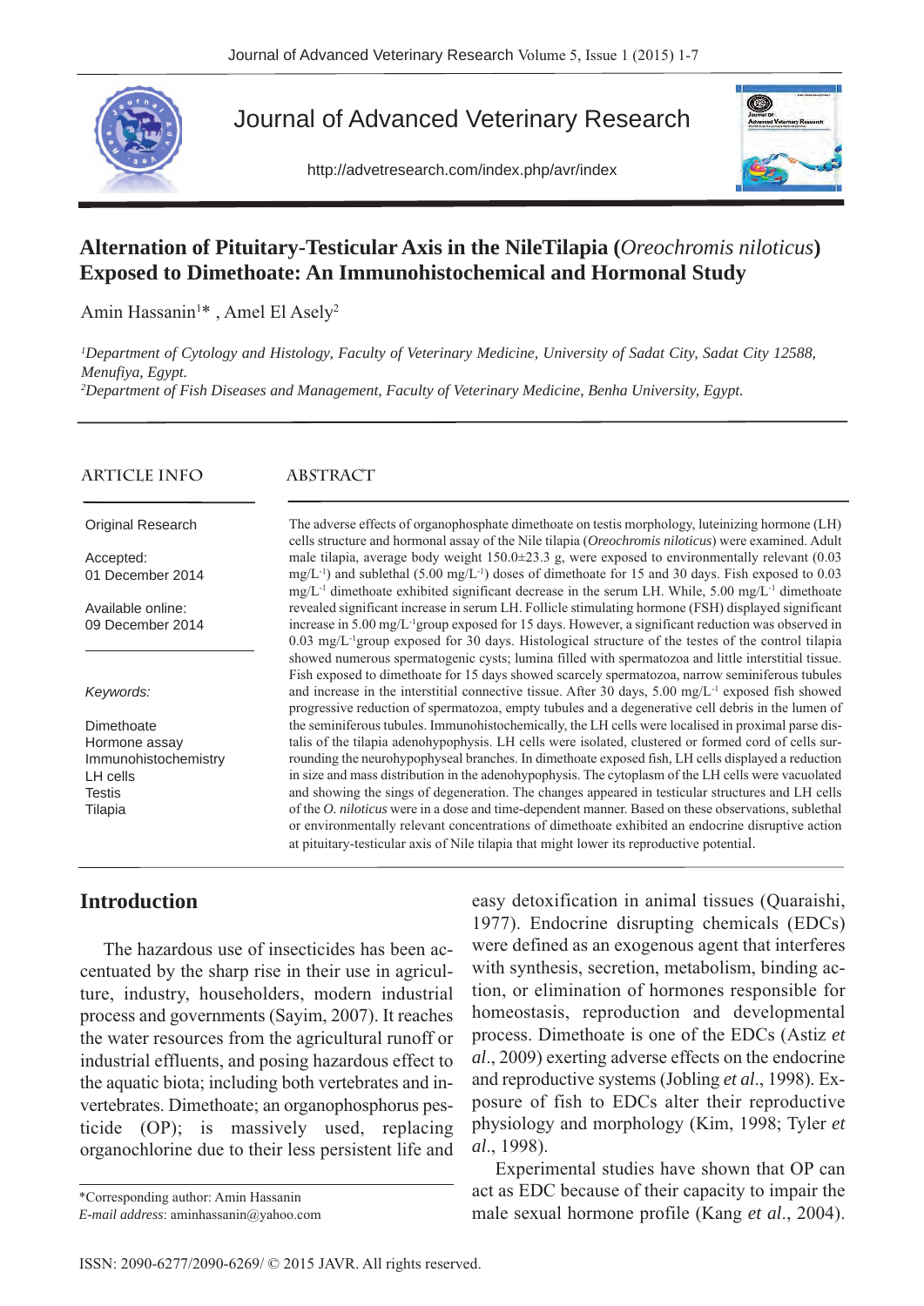# Alternation of Pituitary-Testicular Axis in the NileTilapia (*Oreochromis niloticus*) Exposed to Dimethoate: An Immunohistochemical and Hormonal Study

Amin Hassanin[1]* , Amel El Asely[2]

[1]*Department of Cytology and Histology, Faculty of Veterinary Medicine, University of Sadat City, Sadat City 12588, Menufiya, Egypt.*
[2]*Department of Fish Diseases and Management, Faculty of Veterinary Medicine, Benha University, Egypt.*

## ARTICLE INFO

Original Research

Accepted:
01 December 2014

Available online:
09 December 2014

*Keywords:*

Dimethoate
Hormone assay
Immunohistochemistry
LH cells
Testis
Tilapia

## ABSTRACT

The adverse effects of organophosphate dimethoate on testis morphology, luteinizing hormone (LH) cells structure and hormonal assay of the Nile tilapia (*Oreochromis niloticus*) were examined. Adult male tilapia, average body weight 150.0±23.3 g, were exposed to environmentally relevant (0.03 mg/L$^{-1}$) and sublethal (5.00 mg/L$^{-1}$) doses of dimethoate for 15 and 30 days. Fish exposed to 0.03 mg/L$^{-1}$ dimethoate exhibited significant decrease in the serum LH. While, 5.00 mg/L$^{-1}$ dimethoate revealed significant increase in serum LH. Follicle stimulating hormone (FSH) displayed significant increase in 5.00 mg/L$^{-1}$group exposed for 15 days. However, a significant reduction was observed in 0.03 mg/L$^{-1}$group exposed for 30 days. Histological structure of the testes of the control tilapia showed numerous spermatogenic cysts; lumina filled with spermatozoa and little interstitial tissue. Fish exposed to dimethoate for 15 days showed scarcely spermatozoa, narrow seminiferous tubules and increase in the interstitial connective tissue. After 30 days, 5.00 mg/L$^{-1}$ exposed fish showed progressive reduction of spermatozoa, empty tubules and a degenerative cell debris in the lumen of the seminiferous tubules. Immunohistochemically, the LH cells were localised in proximal parse distalis of the tilapia adenohypophysis. LH cells were isolated, clustered or formed cord of cells surrounding the neurohypophyseal branches. In dimethoate exposed fish, LH cells displayed a reduction in size and mass distribution in the adenohypophysis. The cytoplasm of the LH cells were vacuolated and showing the sings of degeneration. The changes appeared in testicular structures and LH cells of the *O. niloticus* were in a dose and time-dependent manner. Based on these observations, sublethal or environmentally relevant concentrations of dimethoate exhibited an endocrine disruptive action at pituitary-testicular axis of Nile tilapia that might lower its reproductive potential.

## Introduction

The hazardous use of insecticides has been accentuated by the sharp rise in their use in agriculture, industry, householders, modern industrial process and governments (Sayim, 2007). It reaches the water resources from the agricultural runoff or industrial effluents, and posing hazardous effect to the aquatic biota; including both vertebrates and invertebrates. Dimethoate; an organophosphorus pesticide (OP); is massively used, replacing organochlorine due to their less persistent life and easy detoxification in animal tissues (Quaraishi, 1977). Endocrine disrupting chemicals (EDCs) were defined as an exogenous agent that interferes with synthesis, secretion, metabolism, binding action, or elimination of hormones responsible for homeostasis, reproduction and developmental process. Dimethoate is one of the EDCs (Astiz *et al*., 2009) exerting adverse effects on the endocrine and reproductive systems (Jobling *et al*., 1998). Exposure of fish to EDCs alter their reproductive physiology and morphology (Kim, 1998; Tyler *et al*., 1998).

Experimental studies have shown that OP can act as EDC because of their capacity to impair the male sexual hormone profile (Kang *et al*., 2004).

*Corresponding author: Amin Hassanin
*E-mail address*: aminhassanin@yahoo.com

ISSN: 2090-6277/2090-6269/ © 2015 JAVR. All rights reserved.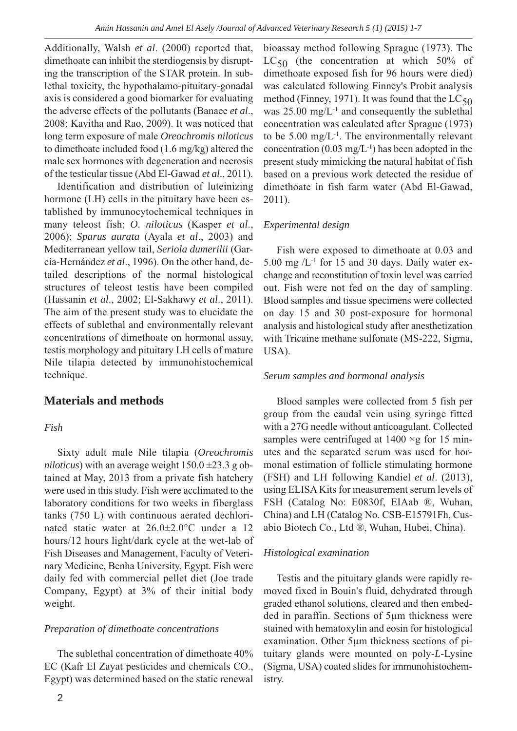Additionally, Walsh *et al*. (2000) reported that, dimethoate can inhibit the sterdiogensis by disrupting the transcription of the STAR protein. In sublethal toxicity, the hypothalamo-pituitary-gonadal axis is considered a good biomarker for evaluating the adverse effects of the pollutants (Banaee *et al*., 2008; Kavitha and Rao, 2009). It was noticed that long term exposure of male *Oreochromis niloticus* to dimethoate included food (1.6 mg/kg) altered the male sex hormones with degeneration and necrosis of the testicular tissue (Abd El-Gawad *et al*., 2011).

Identification and distribution of luteinizing hormone (LH) cells in the pituitary have been established by immunocytochemical techniques in many teleost fish; *O. niloticus* (Kasper *et al*., 2006); *Sparus aurata* (Ayala *et al*., 2003) and Mediterranean yellow tail, *Seriola dumerilii* (García-Hernández *et al*., 1996). On the other hand, detailed descriptions of the normal histological structures of teleost testis have been compiled (Hassanin *et al*., 2002; El-Sakhawy *et al*., 2011). The aim of the present study was to elucidate the effects of sublethal and environmentally relevant concentrations of dimethoate on hormonal assay, testis morphology and pituitary LH cells of mature Nile tilapia detected by immunohistochemical technique.

## Materials and methods

### *Fish*

Sixty adult male Nile tilapia (*Oreochromis niloticus*) with an average weight 150.0 ±23.3 g obtained at May, 2013 from a private fish hatchery were used in this study. Fish were acclimated to the laboratory conditions for two weeks in fiberglass tanks (750 L) with continuous aerated dechlorinated static water at 26.0±2.0°C under a 12 hours/12 hours light/dark cycle at the wet-lab of Fish Diseases and Management, Faculty of Veterinary Medicine, Benha University, Egypt. Fish were daily fed with commercial pellet diet (Joe trade Company, Egypt) at 3% of their initial body weight.

### *Preparation of dimethoate concentrations*

The sublethal concentration of dimethoate 40% EC (Kafr El Zayat pesticides and chemicals CO., Egypt) was determined based on the static renewal bioassay method following Sprague (1973). The $LC_{50}$ (the concentration at which 50% of dimethoate exposed fish for 96 hours were died) was calculated following Finney's Probit analysis method (Finney, 1971). It was found that the $LC_{50}$ was 25.00 mg/$L^{-1}$ and consequently the sublethal concentration was calculated after Sprague (1973) to be 5.00 mg/$L^{-1}$. The environmentally relevant concentration (0.03 mg/$L^{-1}$) has been adopted in the present study mimicking the natural habitat of fish based on a previous work detected the residue of dimethoate in fish farm water (Abd El-Gawad, 2011).

### *Experimental design*

Fish were exposed to dimethoate at 0.03 and 5.00 mg /$L^{-1}$ for 15 and 30 days. Daily water exchange and reconstitution of toxin level was carried out. Fish were not fed on the day of sampling. Blood samples and tissue specimens were collected on day 15 and 30 post-exposure for hormonal analysis and histological study after anesthetization with Tricaine methane sulfonate (MS-222, Sigma, USA).

### *Serum samples and hormonal analysis*

Blood samples were collected from 5 fish per group from the caudal vein using syringe fitted with a 27G needle without anticoagulant. Collected samples were centrifuged at 1400 ×g for 15 minutes and the separated serum was used for hormonal estimation of follicle stimulating hormone (FSH) and LH following Kandiel *et al*. (2013), using ELISA Kits for measurement serum levels of FSH (Catalog No: E0830f, EIAab ®, Wuhan, China) and LH (Catalog No. CSB-E15791Fh, Cusabio Biotech Co., Ltd ®, Wuhan, Hubei, China).

### *Histological examination*

Testis and the pituitary glands were rapidly removed fixed in Bouin's fluid, dehydrated through graded ethanol solutions, cleared and then embedded in paraffin. Sections of 5µm thickness were stained with hematoxylin and eosin for histological examination. Other 5µm thickness sections of pituitary glands were mounted on poly-*L*-Lysine (Sigma, USA) coated slides for immunohistochemistry.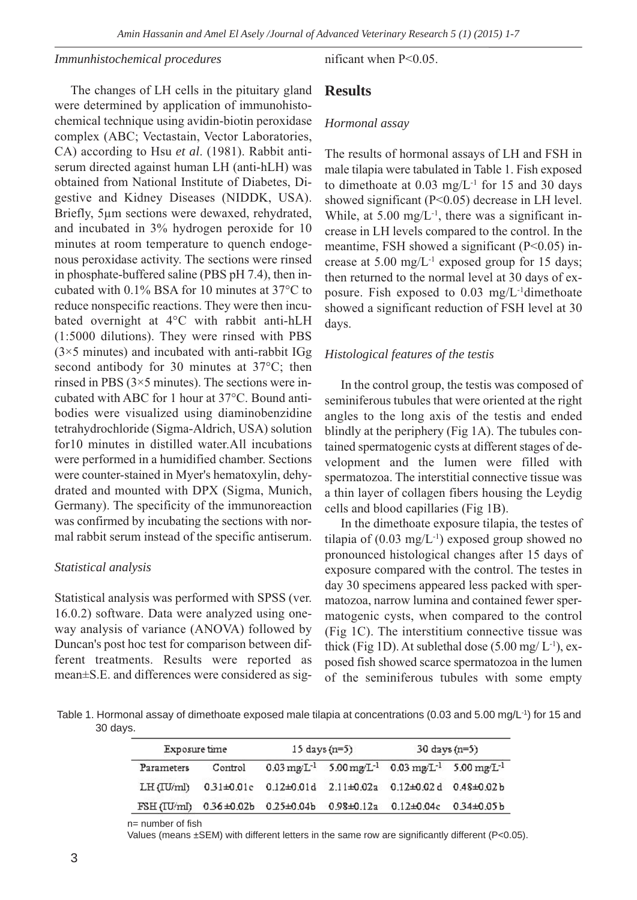*Immunhistochemical procedures*

The changes of LH cells in the pituitary gland were determined by application of immunohistochemical technique using avidin-biotin peroxidase complex (ABC; Vectastain, Vector Laboratories, CA) according to Hsu *et al*. (1981). Rabbit antiserum directed against human LH (anti-hLH) was obtained from National Institute of Diabetes, Digestive and Kidney Diseases (NIDDK, USA). Briefly, 5µm sections were dewaxed, rehydrated, and incubated in 3% hydrogen peroxide for 10 minutes at room temperature to quench endogenous peroxidase activity. The sections were rinsed in phosphate-buffered saline (PBS pH 7.4), then incubated with 0.1% BSA for 10 minutes at 37°C to reduce nonspecific reactions. They were then incubated overnight at 4°C with rabbit anti-hLH (1:5000 dilutions). They were rinsed with PBS (3×5 minutes) and incubated with anti-rabbit IGg second antibody for 30 minutes at 37°C; then rinsed in PBS (3×5 minutes). The sections were incubated with ABC for 1 hour at 37°C. Bound antibodies were visualized using diaminobenzidine tetrahydrochloride (Sigma-Aldrich, USA) solution for10 minutes in distilled water.All incubations were performed in a humidified chamber. Sections were counter-stained in Myer's hematoxylin, dehydrated and mounted with DPX (Sigma, Munich, Germany). The specificity of the immunoreaction was confirmed by incubating the sections with normal rabbit serum instead of the specific antiserum.

*Statistical analysis*

Statistical analysis was performed with SPSS (ver. 16.0.2) software. Data were analyzed using one-way analysis of variance (ANOVA) followed by Duncan's post hoc test for comparison between different treatments. Results were reported as mean±S.E. and differences were considered as significant when P<0.05.

## Results

*Hormonal assay*

The results of hormonal assays of LH and FSH in male tilapia were tabulated in Table 1. Fish exposed to dimethoate at 0.03 mg/L$^{-1}$ for 15 and 30 days showed significant (P<0.05) decrease in LH level. While, at 5.00 mg/L$^{-1}$, there was a significant increase in LH levels compared to the control. In the meantime, FSH showed a significant (P<0.05) increase at 5.00 mg/L$^{-1}$ exposed group for 15 days; then returned to the normal level at 30 days of exposure. Fish exposed to 0.03 mg/L$^{-1}$dimethoate showed a significant reduction of FSH level at 30 days.

*Histological features of the testis*

In the control group, the testis was composed of seminiferous tubules that were oriented at the right angles to the long axis of the testis and ended blindly at the periphery (Fig 1A). The tubules contained spermatogenic cysts at different stages of development and the lumen were filled with spermatozoa. The interstitial connective tissue was a thin layer of collagen fibers housing the Leydig cells and blood capillaries (Fig 1B).

In the dimethoate exposure tilapia, the testes of tilapia of (0.03 mg/L$^{-1}$) exposed group showed no pronounced histological changes after 15 days of exposure compared with the control. The testes in day 30 specimens appeared less packed with spermatozoa, narrow lumina and contained fewer spermatogenic cysts, when compared to the control (Fig 1C). The interstitium connective tissue was thick (Fig 1D). At sublethal dose (5.00 mg/ L$^{-1}$), exposed fish showed scarce spermatozoa in the lumen of the seminiferous tubules with some empty

Table 1. Hormonal assay of dimethoate exposed male tilapia at concentrations (0.03 and 5.00 mg/L$^{-1}$) for 15 and 30 days.

| Exposure time | | 15 days (n=5) | | 30 days (n=5) | |
|---|---|---|---|---|---|
| Parameters | Control | 0.03 mg/L$^{-1}$ | 5.00 mg/L$^{-1}$ | 0.03 mg/L$^{-1}$ | 5.00 mg/L$^{-1}$ |
| LH (IU/ml) | 0.31±0.01c | 0.12±0.01d | 2.11±0.02a | 0.12±0.02 d | 0.48±0.02 b |
| FSH (IU/ml) | 0.36±0.02b | 0.25±0.04b | 0.98±0.12a | 0.12±0.04c | 0.34±0.05 b |

n= number of fish

Values (means ±SEM) with different letters in the same row are significantly different (P<0.05).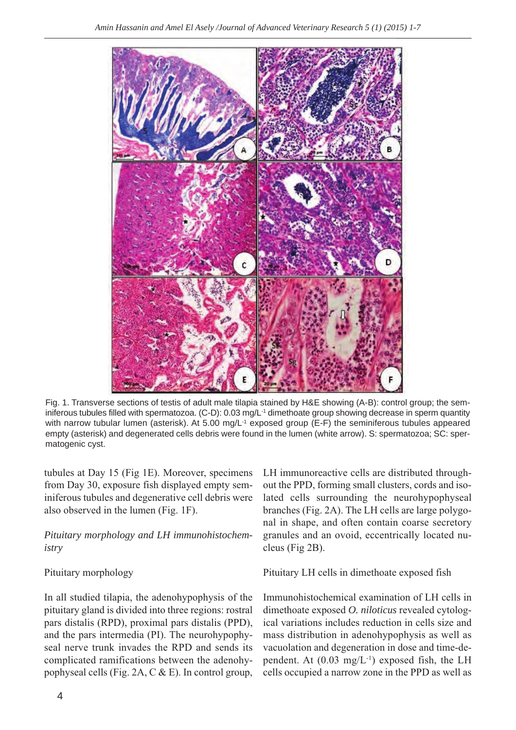Fig. 1. Transverse sections of testis of adult male tilapia stained by H&E showing (A-B): control group; the seminiferous tubules filled with spermatozoa. (C-D): 0.03 mg/L$^{-1}$ dimethoate group showing decrease in sperm quantity with narrow tubular lumen (asterisk). At 5.00 mg/L$^{-1}$ exposed group (E-F) the seminiferous tubules appeared empty (asterisk) and degenerated cells debris were found in the lumen (white arrow). S: spermatozoa; SC: spermatogenic cyst.

tubules at Day 15 (Fig 1E). Moreover, specimens from Day 30, exposure fish displayed empty seminiferous tubules and degenerative cell debris were also observed in the lumen (Fig. 1F).

*Pituitary morphology and LH immunohistochemistry*

Pituitary morphology

In all studied tilapia, the adenohypophysis of the pituitary gland is divided into three regions: rostral pars distalis (RPD), proximal pars distalis (PPD), and the pars intermedia (PI). The neurohypophyseal nerve trunk invades the RPD and sends its complicated ramifications between the adenohypophyseal cells (Fig. 2A, C & E). In control group, LH immunoreactive cells are distributed throughout the PPD, forming small clusters, cords and isolated cells surrounding the neurohypophyseal branches (Fig. 2A). The LH cells are large polygonal in shape, and often contain coarse secretory granules and an ovoid, eccentrically located nucleus (Fig 2B).

Pituitary LH cells in dimethoate exposed fish

Immunohistochemical examination of LH cells in dimethoate exposed *O. niloticus* revealed cytological variations includes reduction in cells size and mass distribution in adenohypophysis as well as vacuolation and degeneration in dose and time-dependent. At (0.03 mg/L$^{-1}$) exposed fish, the LH cells occupied a narrow zone in the PPD as well as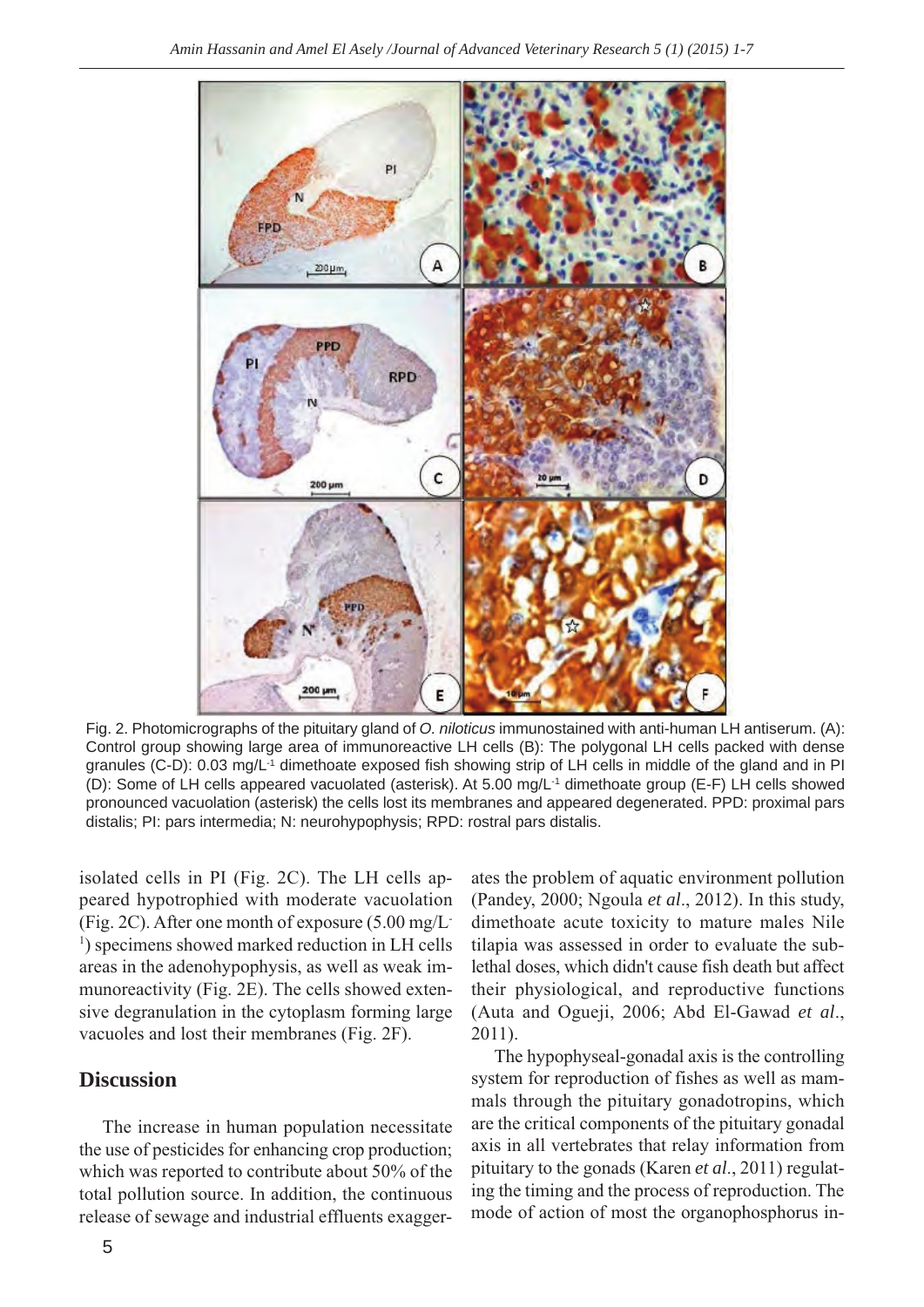Fig. 2. Photomicrographs of the pituitary gland of *O. niloticus* immunostained with anti-human LH antiserum. (A): Control group showing large area of immunoreactive LH cells (B): The polygonal LH cells packed with dense granules (C-D): 0.03 mg/L$^{-1}$ dimethoate exposed fish showing strip of LH cells in middle of the gland and in PI (D): Some of LH cells appeared vacuolated (asterisk). At 5.00 mg/L$^{-1}$ dimethoate group (E-F) LH cells showed pronounced vacuolation (asterisk) the cells lost its membranes and appeared degenerated. PPD: proximal pars distalis; PI: pars intermedia; N: neurohypophysis; RPD: rostral pars distalis.

isolated cells in PI (Fig. 2C). The LH cells appeared hypotrophied with moderate vacuolation (Fig. 2C). After one month of exposure (5.00 mg/L$^{-1}$) specimens showed marked reduction in LH cells areas in the adenohypophysis, as well as weak immunoreactivity (Fig. 2E). The cells showed extensive degranulation in the cytoplasm forming large vacuoles and lost their membranes (Fig. 2F).

## Discussion

The increase in human population necessitate the use of pesticides for enhancing crop production; which was reported to contribute about 50% of the total pollution source. In addition, the continuous release of sewage and industrial effluents exaggerates the problem of aquatic environment pollution (Pandey, 2000; Ngoula *et al*., 2012). In this study, dimethoate acute toxicity to mature males Nile tilapia was assessed in order to evaluate the sublethal doses, which didn't cause fish death but affect their physiological, and reproductive functions (Auta and Ogueji, 2006; Abd El-Gawad *et al*., 2011).

The hypophyseal-gonadal axis is the controlling system for reproduction of fishes as well as mammals through the pituitary gonadotropins, which are the critical components of the pituitary gonadal axis in all vertebrates that relay information from pituitary to the gonads (Karen *et al*., 2011) regulating the timing and the process of reproduction. The mode of action of most the organophosphorus in-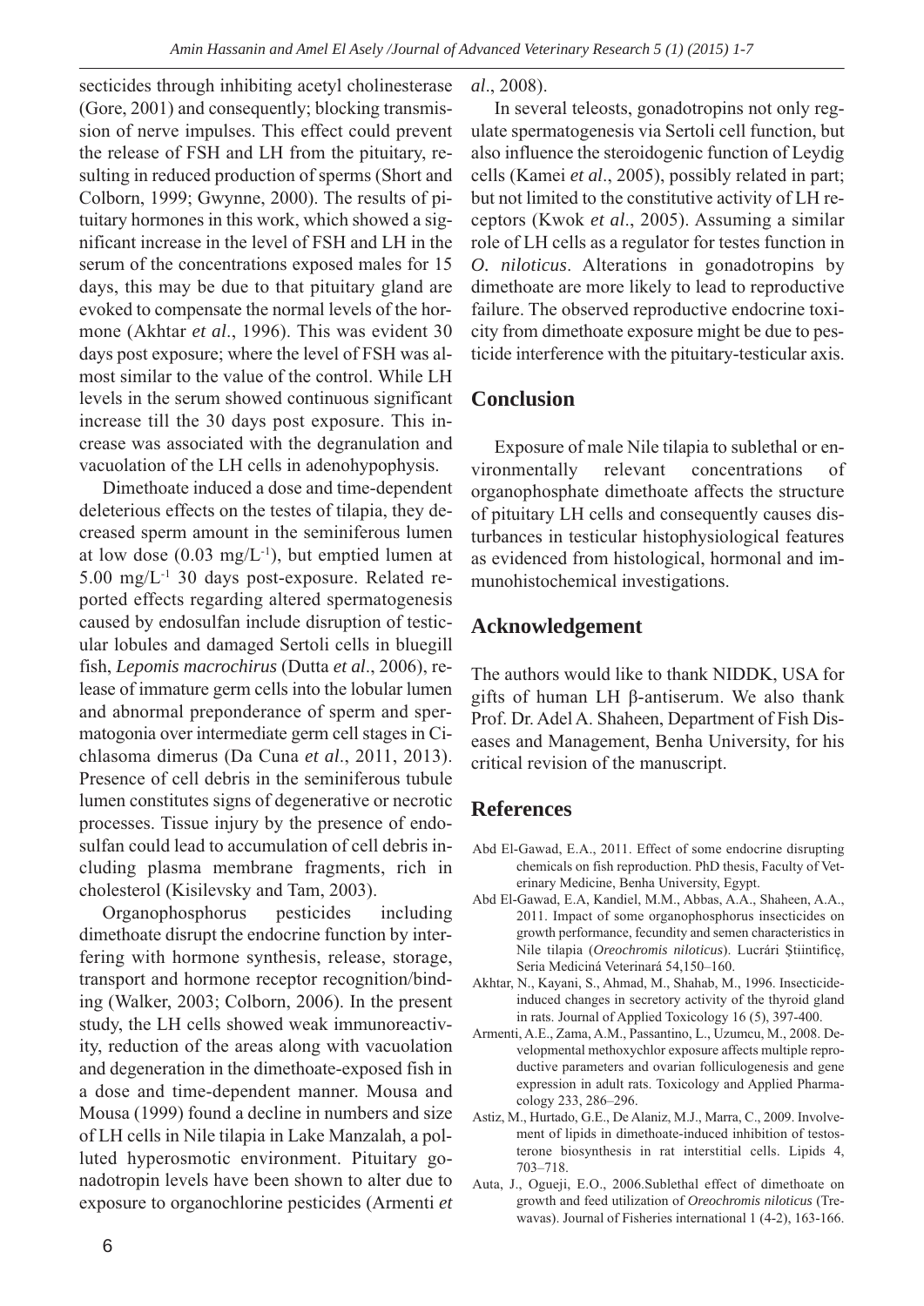secticides through inhibiting acetyl cholinesterase (Gore, 2001) and consequently; blocking transmission of nerve impulses. This effect could prevent the release of FSH and LH from the pituitary, resulting in reduced production of sperms (Short and Colborn, 1999; Gwynne, 2000). The results of pituitary hormones in this work, which showed a significant increase in the level of FSH and LH in the serum of the concentrations exposed males for 15 days, this may be due to that pituitary gland are evoked to compensate the normal levels of the hormone (Akhtar *et al*., 1996). This was evident 30 days post exposure; where the level of FSH was almost similar to the value of the control. While LH levels in the serum showed continuous significant increase till the 30 days post exposure. This increase was associated with the degranulation and vacuolation of the LH cells in adenohypophysis.

Dimethoate induced a dose and time-dependent deleterious effects on the testes of tilapia, they decreased sperm amount in the seminiferous lumen at low dose (0.03 mg/L$^{-1}$), but emptied lumen at 5.00 mg/L$^{-1}$ 30 days post-exposure. Related reported effects regarding altered spermatogenesis caused by endosulfan include disruption of testicular lobules and damaged Sertoli cells in bluegill fish, *Lepomis macrochirus* (Dutta *et al*., 2006), release of immature germ cells into the lobular lumen and abnormal preponderance of sperm and spermatogonia over intermediate germ cell stages in Cichlasoma dimerus (Da Cuna *et al*., 2011, 2013). Presence of cell debris in the seminiferous tubule lumen constitutes signs of degenerative or necrotic processes. Tissue injury by the presence of endosulfan could lead to accumulation of cell debris including plasma membrane fragments, rich in cholesterol (Kisilevsky and Tam, 2003).

Organophosphorus pesticides including dimethoate disrupt the endocrine function by interfering with hormone synthesis, release, storage, transport and hormone receptor recognition/binding (Walker, 2003; Colborn, 2006). In the present study, the LH cells showed weak immunoreactivity, reduction of the areas along with vacuolation and degeneration in the dimethoate-exposed fish in a dose and time-dependent manner. Mousa and Mousa (1999) found a decline in numbers and size of LH cells in Nile tilapia in Lake Manzalah, a polluted hyperosmotic environment. Pituitary gonadotropin levels have been shown to alter due to exposure to organochlorine pesticides (Armenti *et al*., 2008).

In several teleosts, gonadotropins not only regulate spermatogenesis via Sertoli cell function, but also influence the steroidogenic function of Leydig cells (Kamei *et al*., 2005), possibly related in part; but not limited to the constitutive activity of LH receptors (Kwok *et al*., 2005). Assuming a similar role of LH cells as a regulator for testes function in *O. niloticus*. Alterations in gonadotropins by dimethoate are more likely to lead to reproductive failure. The observed reproductive endocrine toxicity from dimethoate exposure might be due to pesticide interference with the pituitary-testicular axis.

## Conclusion

Exposure of male Nile tilapia to sublethal or environmentally relevant concentrations of organophosphate dimethoate affects the structure of pituitary LH cells and consequently causes disturbances in testicular histophysiological features as evidenced from histological, hormonal and immunohistochemical investigations.

## Acknowledgement

The authors would like to thank NIDDK, USA for gifts of human LH β-antiserum. We also thank Prof. Dr. Adel A. Shaheen, Department of Fish Diseases and Management, Benha University, for his critical revision of the manuscript.

## References

Abd El-Gawad, E.A., 2011. Effect of some endocrine disrupting chemicals on fish reproduction. PhD thesis, Faculty of Veterinary Medicine, Benha University, Egypt.

Abd El-Gawad, E.A, Kandiel, M.M., Abbas, A.A., Shaheen, A.A., 2011. Impact of some organophosphorus insecticides on growth performance, fecundity and semen characteristics in Nile tilapia (*Oreochromis niloticus*). Lucrări Ştiintifiçe, Seria Mediciná Veterinará 54,150–160.

Akhtar, N., Kayani, S., Ahmad, M., Shahab, M., 1996. Insecticide-induced changes in secretory activity of the thyroid gland in rats. Journal of Applied Toxicology 16 (5), 397-400.

Armenti, A.E., Zama, A.M., Passantino, L., Uzumcu, M., 2008. Developmental methoxychlor exposure affects multiple reproductive parameters and ovarian folliculogenesis and gene expression in adult rats. Toxicology and Applied Pharmacology 233, 286–296.

Astiz, M., Hurtado, G.E., De Alaniz, M.J., Marra, C., 2009. Involvement of lipids in dimethoate-induced inhibition of testosterone biosynthesis in rat interstitial cells. Lipids 4, 703–718.

Auta, J., Ogueji, E.O., 2006.Sublethal effect of dimethoate on growth and feed utilization of *Oreochromis niloticus* (Trewavas). Journal of Fisheries international 1 (4-2), 163-166.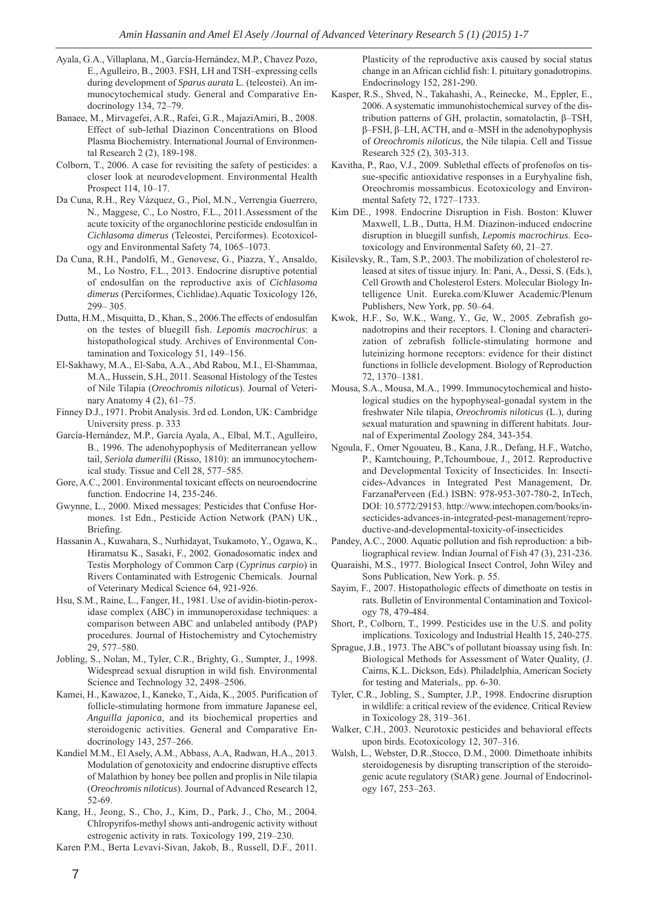Ayala, G.A., Villaplana, M., García-Hernández, M.P., Chavez Pozo, E., Agulleiro, B., 2003. FSH, LH and TSH–expressing cells during development of *Sparus aurata* L. (teleostei). An immunocytochemical study. General and Comparative Endocrinology 134, 72–79.

Banaee, M., Mirvagefei, A.R., Rafei, G.R., MajaziAmiri, B., 2008. Effect of sub-lethal Diazinon Concentrations on Blood Plasma Biochemistry. International Journal of Environmental Research 2 (2), 189-198.

Colborn, T., 2006. A case for revisiting the safety of pesticides: a closer look at neurodevelopment. Environmental Health Prospect 114, 10–17.

Da Cuna, R.H., Rey Vázquez, G., Piol, M.N., Verrengia Guerrero, N., Maggese, C., Lo Nostro, F.L., 2011.Assessment of the acute toxicity of the organochlorine pesticide endosulfan in *Cichlasoma dimerus* (Teleostei, Perciformes). Ecotoxicology and Environmental Safety 74, 1065–1073.

Da Cuna, R.H., Pandolfi, M., Genovese, G., Piazza, Y., Ansaldo, M., Lo Nostro, F.L., 2013. Endocrine disruptive potential of endosulfan on the reproductive axis of *Cichlasoma dimerus* (Perciformes, Cichlidae).Aquatic Toxicology 126, 299– 305.

Dutta, H.M., Misquitta, D., Khan, S., 2006.The effects of endosulfan on the testes of bluegill fish. *Lepomis macrochirus*: a histopathological study. Archives of Environmental Contamination and Toxicology 51, 149–156.

El-Sakhawy, M.A., El-Saba, A.A., Abd Rabou, M.I., El-Shammaa, M.A., Hussein, S.H., 2011. Seasonal Histology of the Testes of Nile Tilapia (*Oreochromis niloticus*). Journal of Veterinary Anatomy 4 (2), 61–75.

Finney D.J., 1971. Probit Analysis. 3rd ed. London, UK: Cambridge University press. p. 333

García-Hernández, M.P., García Ayala, A., Elbal, M.T., Agulleiro, B., 1996. The adenohypophysis of Mediterranean yellow tail, *Seriola dumerilii* (Risso, 1810): an immunocytochemical study. Tissue and Cell 28, 577–585.

Gore, A.C., 2001. Environmental toxicant effects on neuroendocrine function. Endocrine 14, 235-246.

Gwynne, L., 2000. Mixed messages: Pesticides that Confuse Hormones. 1st Edn., Pesticide Action Network (PAN) UK., Briefing.

Hassanin A., Kuwahara, S., Nurhidayat, Tsukamoto, Y., Ogawa, K., Hiramatsu K., Sasaki, F., 2002. Gonadosomatic index and Testis Morphology of Common Carp (*Cyprinus carpio*) in Rivers Contaminated with Estrogenic Chemicals. Journal of Veterinary Medical Science 64, 921-926.

Hsu, S.M., Raine, L., Fanger, H., 1981. Use of avidin-biotin-peroxidase complex (ABC) in immunoperoxidase techniques: a comparison between ABC and unlabeled antibody (PAP) procedures. Journal of Histochemistry and Cytochemistry 29, 577–580.

Jobling, S., Nolan, M., Tyler, C.R., Brighty, G., Sumpter, J., 1998. Widespread sexual disruption in wild fish. Environmental Science and Technology 32, 2498–2506.

Kamei, H., Kawazoe, I., Kaneko, T., Aida, K., 2005. Purification of follicle-stimulating hormone from immature Japanese eel, *Anguilla japonica*, and its biochemical properties and steroidogenic activities. General and Comparative Endocrinology 143, 257–266.

Kandiel M.M., El Asely, A.M., Abbass, A.A, Radwan, H.A., 2013. Modulation of genotoxicity and endocrine disruptive effects of Malathion by honey bee pollen and proplis in Nile tilapia (*Oreochromis niloticus*). Journal of Advanced Research 12, 52-69.

Kang, H., Jeong, S., Cho, J., Kim, D., Park, J., Cho, M., 2004. Chlropyrifos-methyl shows anti-androgenic activity without estrogenic activity in rats. Toxicology 199, 219–230.

Karen P.M., Berta Levavi-Sivan, Jakob, B., Russell, D.F., 2011. Plasticity of the reproductive axis caused by social status change in an African cichlid fish: I. pituitary gonadotropins. Endocrinology 152, 281-290.

Kasper, R.S., Shved, N., Takahashi, A., Reinecke, M., Eppler, E., 2006. A systematic immunohistochemical survey of the distribution patterns of GH, prolactin, somatolactin, β–TSH, β–FSH, β–LH, ACTH, and α–MSH in the adenohypophysis of *Oreochromis niloticus*, the Nile tilapia. Cell and Tissue Research 325 (2), 303-313.

Kavitha, P., Rao, V.J., 2009. Sublethal effects of profenofos on tissue-specific antioxidative responses in a Euryhyaline fish, Oreochromis mossambicus. Ecotoxicology and Environmental Safety 72, 1727–1733.

Kim DE., 1998. Endocrine Disruption in Fish. Boston: Kluwer Maxwell, L.B., Dutta, H.M. Diazinon-induced endocrine disruption in bluegill sunfish, *Lepomis macrochirus*. Ecotoxicology and Environmental Safety 60, 21–27.

Kisilevsky, R., Tam, S.P., 2003. The mobilization of cholesterol released at sites of tissue injury. In: Pani, A., Dessi, S. (Eds.), Cell Growth and Cholesterol Esters. Molecular Biology Intelligence Unit. Eureka.com/Kluwer Academic/Plenum Publishers, New York, pp. 50–64.

Kwok, H.F., So, W.K., Wang, Y., Ge, W., 2005. Zebrafish gonadotropins and their receptors. I. Cloning and characterization of zebrafish follicle-stimulating hormone and luteinizing hormone receptors: evidence for their distinct functions in follicle development. Biology of Reproduction 72, 1370–1381.

Mousa, S.A., Mousa, M.A., 1999. Immunocytochemical and histological studies on the hypophyseal-gonadal system in the freshwater Nile tilapia, *Oreochromis niloticus* (L.), during sexual maturation and spawning in different habitats. Journal of Experimental Zoology 284, 343-354.

Ngoula, F., Omer Ngouateu, B., Kana, J.R., Defang, H.F., Watcho, P., Kamtchouing, P.,Tchoumboue, J., 2012. Reproductive and Developmental Toxicity of Insecticides. In: Insecticides-Advances in Integrated Pest Management, Dr. FarzanaPerveen (Ed.) ISBN: 978-953-307-780-2, InTech, DOI: 10.5772/29153. http://www.intechopen.com/books/insecticides-advances-in-integrated-pest-management/reproductive-and-developmental-toxicity-of-insecticides

Pandey, A.C., 2000. Aquatic pollution and fish reproduction: a bibliographical review. Indian Journal of Fish 47 (3), 231-236.

Quaraishi, M.S., 1977. Biological Insect Control, John Wiley and Sons Publication, New York. p. 55.

Sayim, F., 2007. Histopathologic effects of dimethoate on testis in rats. Bulletin of Environmental Contamination and Toxicology 78, 479-484.

Short, P., Colborn, T., 1999. Pesticides use in the U.S. and polity implications. Toxicology and Industrial Health 15, 240-275.

Sprague, J.B., 1973. The ABC's of pollutant bioassay using fish. In: Biological Methods for Assessment of Water Quality, (J. Cairns, K.L. Dickson, Eds). Philadelphia, American Society for testing and Materials,. pp. 6-30.

Tyler, C.R., Jobling, S., Sumpter, J.P., 1998. Endocrine disruption in wildlife: a critical review of the evidence. Critical Review in Toxicology 28, 319–361.

Walker, C.H., 2003. Neurotoxic pesticides and behavioral effects upon birds. Ecotoxicology 12, 307–316.

Walsh, L., Webster, D.R.,Stocco, D.M., 2000. Dimethoate inhibits steroidogenesis by disrupting transcription of the steroidogenic acute regulatory (StAR) gene. Journal of Endocrinology 167, 253–263.